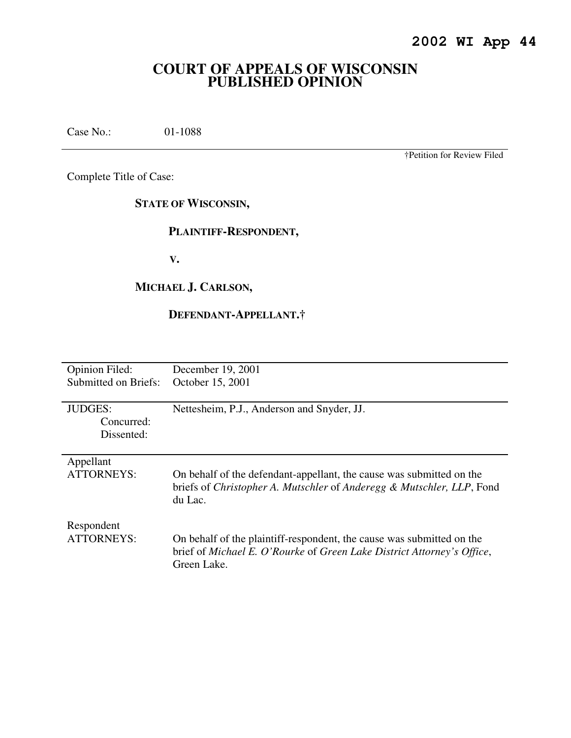**2002 WI App 44**

# COURT OF APPEALS OF WISCONSIN PUBLISHED OPINION

Case No.: 01-1088

†Petition for Review Filed

Complete Title of Case:

**STATE OF WISCONSIN,**

**PLAINTIFF-RESPONDENT,**

**V.**

**MICHAEL J. CARLSON,**

**DEFENDANT-APPELLANT.†**

| | |
|---|---|
| Opinion Filed: | December 19, 2001 |
| Submitted on Briefs: | October 15, 2001 |
| JUDGES: | Nettesheim, P.J., Anderson and Snyder, JJ. |
| Concurred: | |
| Dissented: | |
| Appellant ATTORNEYS: | On behalf of the defendant-appellant, the cause was submitted on the briefs of *Christopher A. Mutschler* of *Anderegg & Mutschler, LLP*, Fond du Lac. |
| Respondent ATTORNEYS: | On behalf of the plaintiff-respondent, the cause was submitted on the brief of *Michael E. O'Rourke* of *Green Lake District Attorney's Office*, Green Lake. |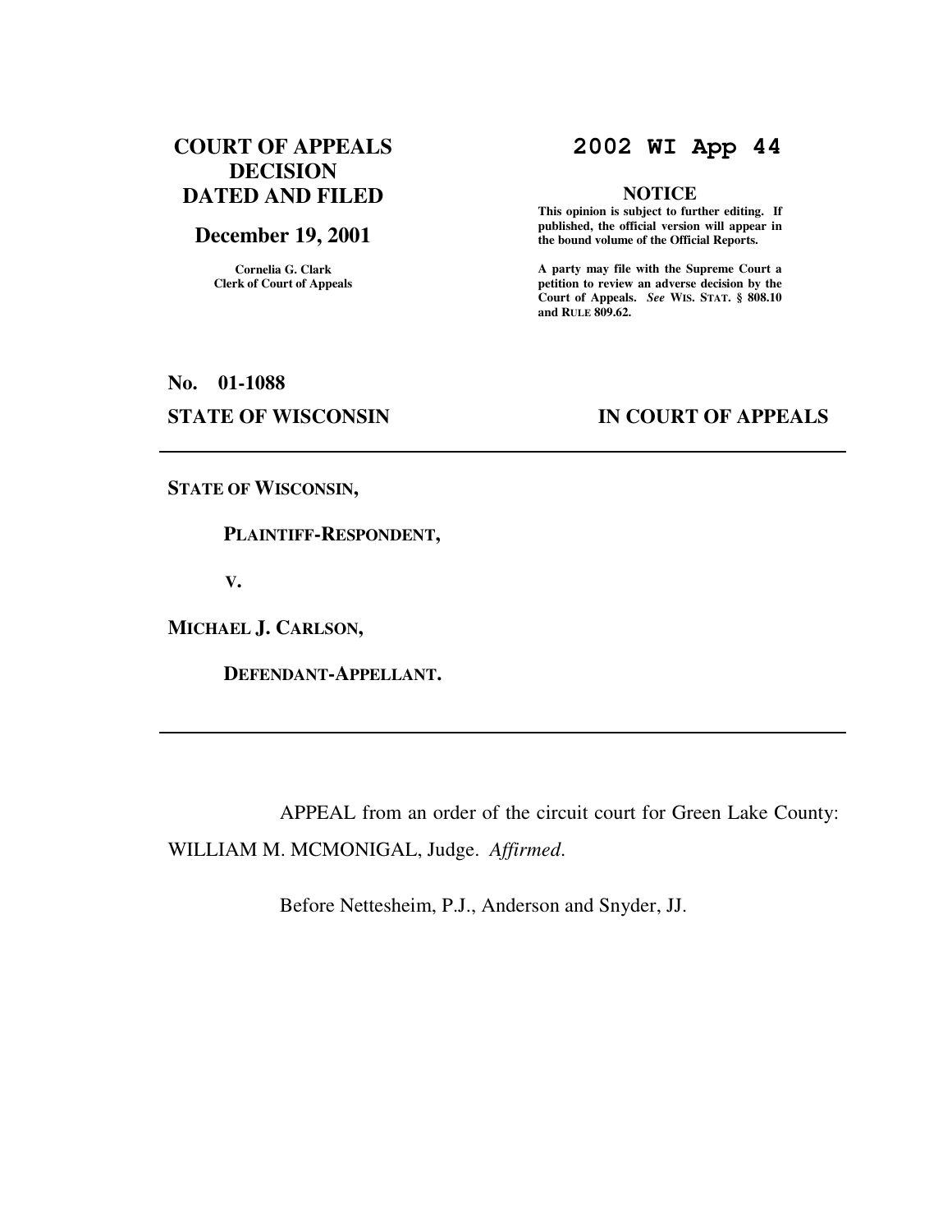**COURT OF APPEALS DECISION DATED AND FILED**

**December 19, 2001**

Cornelia G. Clark
Clerk of Court of Appeals

**2002 WI App 44**

**NOTICE**

**This opinion is subject to further editing. If published, the official version will appear in the bound volume of the Official Reports.**

**A party may file with the Supreme Court a petition to review an adverse decision by the Court of Appeals.** ***See*** **WIS. STAT. § 808.10 and RULE 809.62.**

**No. 01-1088**

**STATE OF WISCONSIN — IN COURT OF APPEALS**

---

**STATE OF WISCONSIN,**

**PLAINTIFF-RESPONDENT,**

**V.**

**MICHAEL J. CARLSON,**

**DEFENDANT-APPELLANT.**

---

APPEAL from an order of the circuit court for Green Lake County: WILLIAM M. MCMONIGAL, Judge. *Affirmed*.

Before Nettesheim, P.J., Anderson and Snyder, JJ.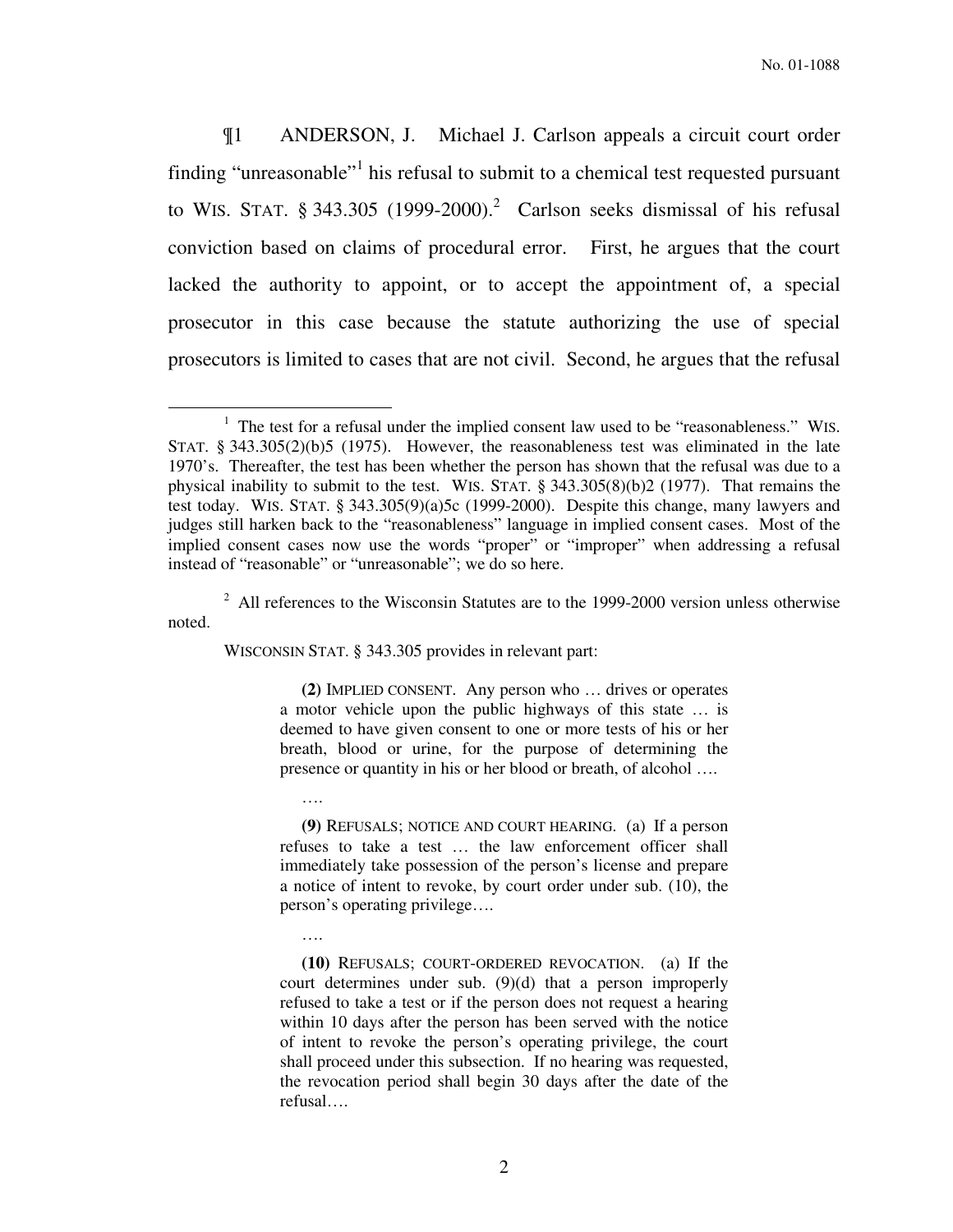¶1 ANDERSON, J. Michael J. Carlson appeals a circuit court order finding "unreasonable"[1] his refusal to submit to a chemical test requested pursuant to WIS. STAT. § 343.305 (1999-2000).[2] Carlson seeks dismissal of his refusal conviction based on claims of procedural error. First, he argues that the court lacked the authority to appoint, or to accept the appointment of, a special prosecutor in this case because the statute authorizing the use of special prosecutors is limited to cases that are not civil. Second, he argues that the refusal

---

[1] The test for a refusal under the implied consent law used to be "reasonableness." WIS. STAT. § 343.305(2)(b)5 (1975). However, the reasonableness test was eliminated in the late 1970's. Thereafter, the test has been whether the person has shown that the refusal was due to a physical inability to submit to the test. WIS. STAT. § 343.305(8)(b)2 (1977). That remains the test today. WIS. STAT. § 343.305(9)(a)5c (1999-2000). Despite this change, many lawyers and judges still harken back to the "reasonableness" language in implied consent cases. Most of the implied consent cases now use the words "proper" or "improper" when addressing a refusal instead of "reasonable" or "unreasonable"; we do so here.

[2] All references to the Wisconsin Statutes are to the 1999-2000 version unless otherwise noted.

WISCONSIN STAT. § 343.305 provides in relevant part:

> **(2)** IMPLIED CONSENT. Any person who … drives or operates a motor vehicle upon the public highways of this state … is deemed to have given consent to one or more tests of his or her breath, blood or urine, for the purpose of determining the presence or quantity in his or her blood or breath, of alcohol ….
>
> ….
>
> **(9)** REFUSALS; NOTICE AND COURT HEARING. (a) If a person refuses to take a test … the law enforcement officer shall immediately take possession of the person's license and prepare a notice of intent to revoke, by court order under sub. (10), the person's operating privilege….
>
> ….
>
> **(10)** REFUSALS; COURT-ORDERED REVOCATION. (a) If the court determines under sub. (9)(d) that a person improperly refused to take a test or if the person does not request a hearing within 10 days after the person has been served with the notice of intent to revoke the person's operating privilege, the court shall proceed under this subsection. If no hearing was requested, the revocation period shall begin 30 days after the date of the refusal….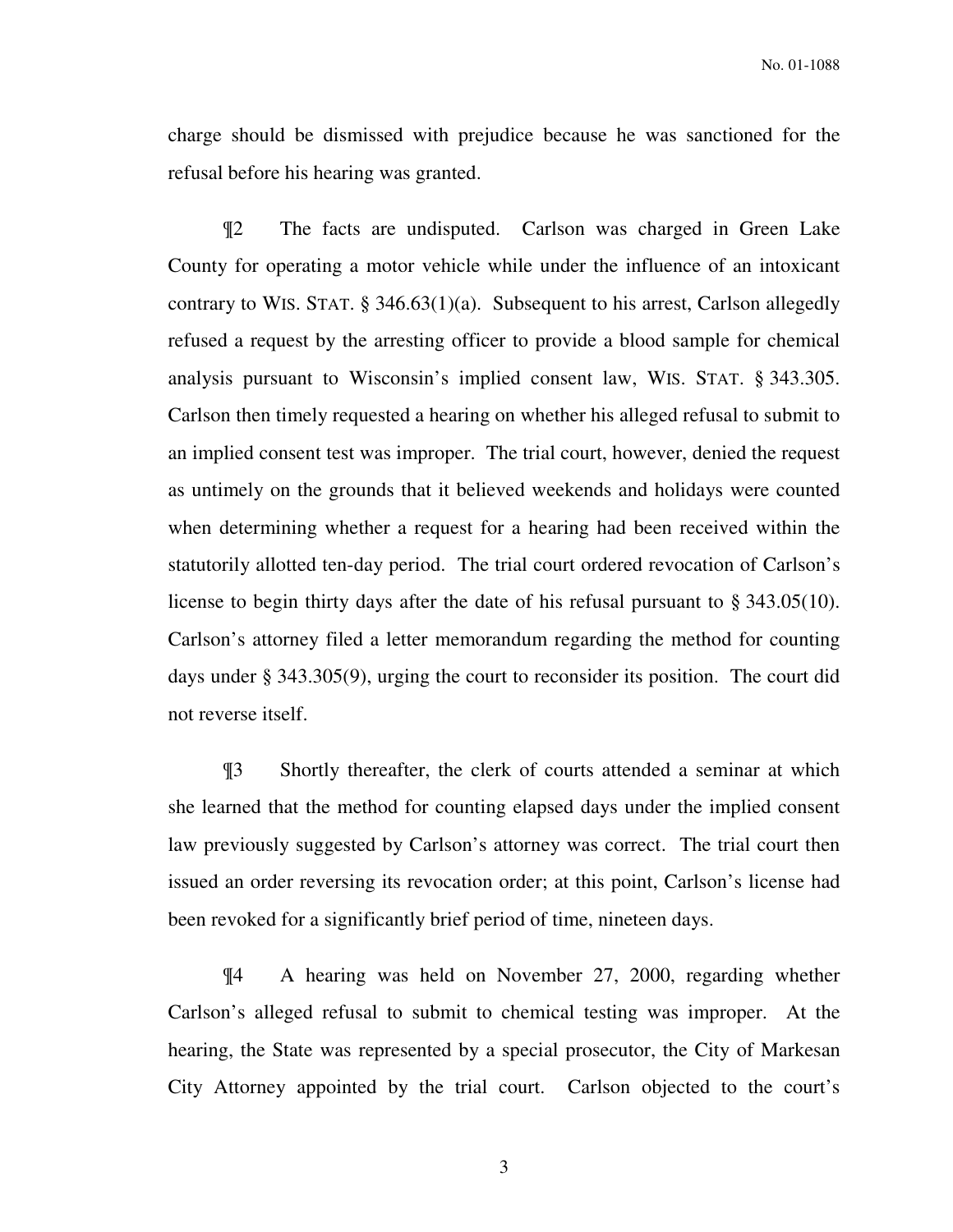charge should be dismissed with prejudice because he was sanctioned for the refusal before his hearing was granted.

¶2 The facts are undisputed. Carlson was charged in Green Lake County for operating a motor vehicle while under the influence of an intoxicant contrary to WIS. STAT. § 346.63(1)(a). Subsequent to his arrest, Carlson allegedly refused a request by the arresting officer to provide a blood sample for chemical analysis pursuant to Wisconsin's implied consent law, WIS. STAT. § 343.305. Carlson then timely requested a hearing on whether his alleged refusal to submit to an implied consent test was improper. The trial court, however, denied the request as untimely on the grounds that it believed weekends and holidays were counted when determining whether a request for a hearing had been received within the statutorily allotted ten-day period. The trial court ordered revocation of Carlson's license to begin thirty days after the date of his refusal pursuant to § 343.05(10). Carlson's attorney filed a letter memorandum regarding the method for counting days under § 343.305(9), urging the court to reconsider its position. The court did not reverse itself.

¶3 Shortly thereafter, the clerk of courts attended a seminar at which she learned that the method for counting elapsed days under the implied consent law previously suggested by Carlson's attorney was correct. The trial court then issued an order reversing its revocation order; at this point, Carlson's license had been revoked for a significantly brief period of time, nineteen days.

¶4 A hearing was held on November 27, 2000, regarding whether Carlson's alleged refusal to submit to chemical testing was improper. At the hearing, the State was represented by a special prosecutor, the City of Markesan City Attorney appointed by the trial court. Carlson objected to the court's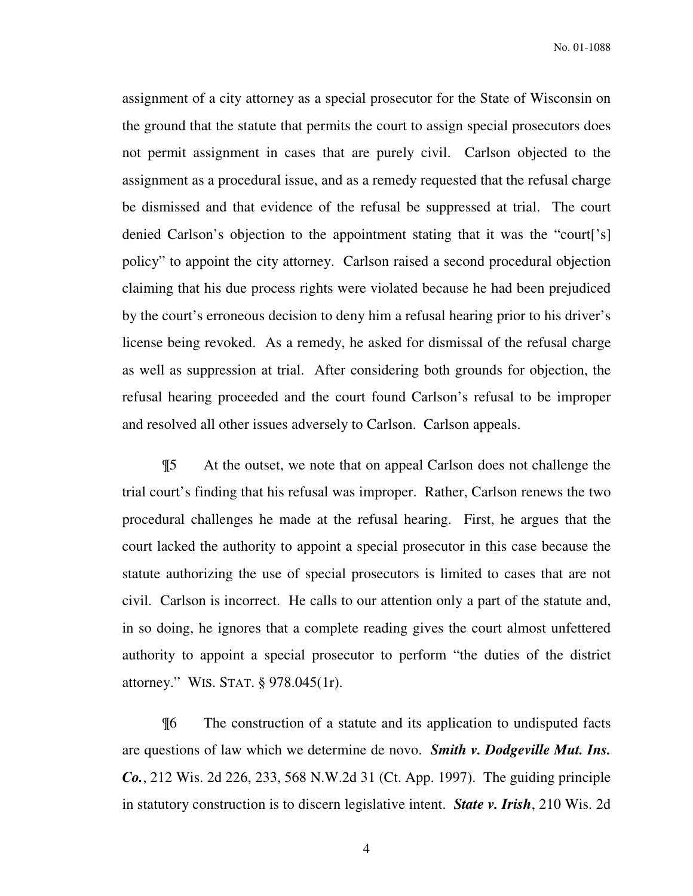assignment of a city attorney as a special prosecutor for the State of Wisconsin on the ground that the statute that permits the court to assign special prosecutors does not permit assignment in cases that are purely civil. Carlson objected to the assignment as a procedural issue, and as a remedy requested that the refusal charge be dismissed and that evidence of the refusal be suppressed at trial. The court denied Carlson's objection to the appointment stating that it was the "court['s] policy" to appoint the city attorney. Carlson raised a second procedural objection claiming that his due process rights were violated because he had been prejudiced by the court's erroneous decision to deny him a refusal hearing prior to his driver's license being revoked. As a remedy, he asked for dismissal of the refusal charge as well as suppression at trial. After considering both grounds for objection, the refusal hearing proceeded and the court found Carlson's refusal to be improper and resolved all other issues adversely to Carlson. Carlson appeals.

¶5 At the outset, we note that on appeal Carlson does not challenge the trial court's finding that his refusal was improper. Rather, Carlson renews the two procedural challenges he made at the refusal hearing. First, he argues that the court lacked the authority to appoint a special prosecutor in this case because the statute authorizing the use of special prosecutors is limited to cases that are not civil. Carlson is incorrect. He calls to our attention only a part of the statute and, in so doing, he ignores that a complete reading gives the court almost unfettered authority to appoint a special prosecutor to perform "the duties of the district attorney." WIS. STAT. § 978.045(1r).

¶6 The construction of a statute and its application to undisputed facts are questions of law which we determine de novo. ***Smith v. Dodgeville Mut. Ins. Co.***, 212 Wis. 2d 226, 233, 568 N.W.2d 31 (Ct. App. 1997). The guiding principle in statutory construction is to discern legislative intent. ***State v. Irish***, 210 Wis. 2d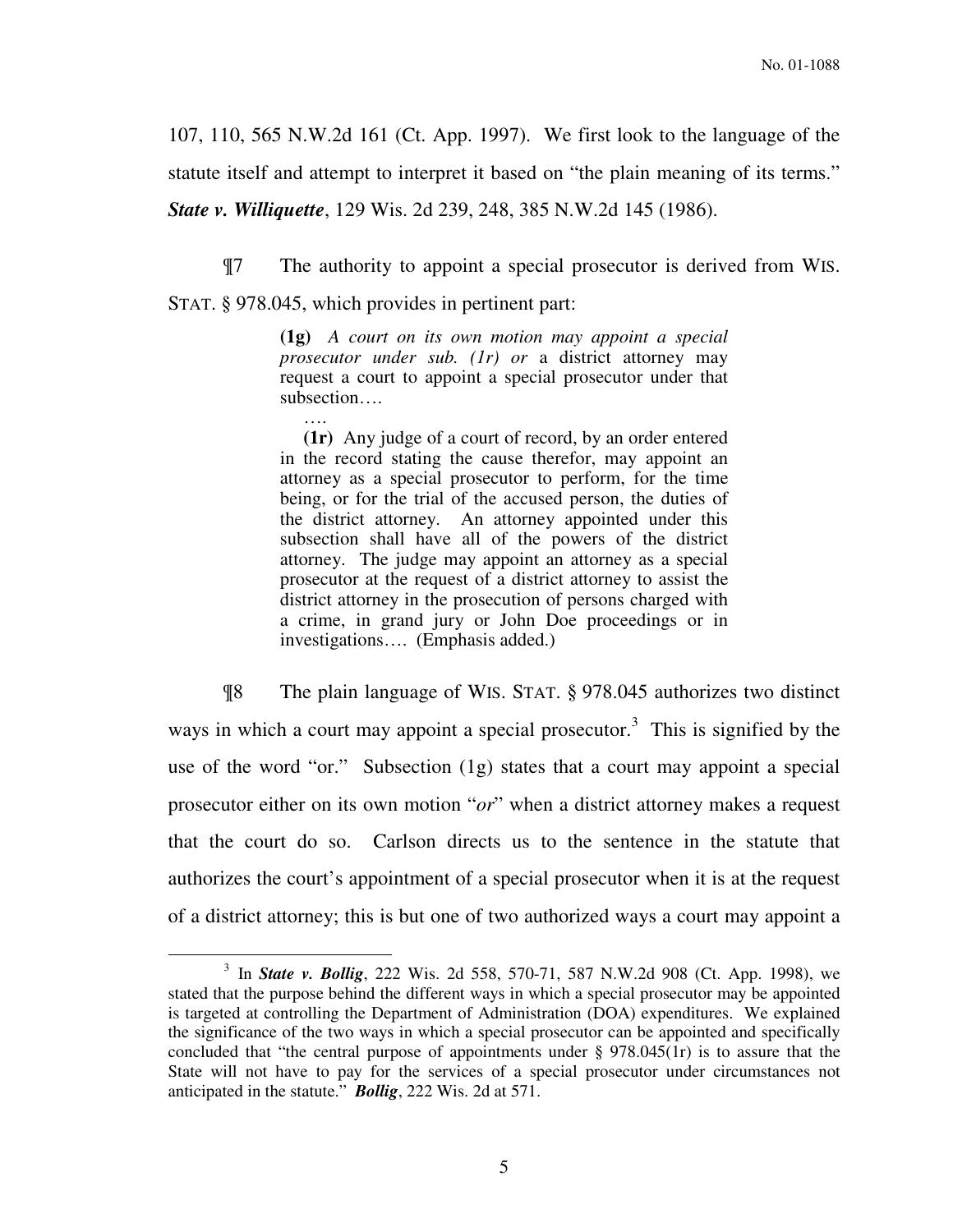107, 110, 565 N.W.2d 161 (Ct. App. 1997). We first look to the language of the statute itself and attempt to interpret it based on "the plain meaning of its terms." ***State v. Williquette***, 129 Wis. 2d 239, 248, 385 N.W.2d 145 (1986).

¶7 The authority to appoint a special prosecutor is derived from WIS. STAT. § 978.045, which provides in pertinent part:

> **(1g)** *A court on its own motion may appoint a special prosecutor under sub. (1r) or* a district attorney may request a court to appoint a special prosecutor under that subsection….
>
> ….
>
> **(1r)** Any judge of a court of record, by an order entered in the record stating the cause therefor, may appoint an attorney as a special prosecutor to perform, for the time being, or for the trial of the accused person, the duties of the district attorney. An attorney appointed under this subsection shall have all of the powers of the district attorney. The judge may appoint an attorney as a special prosecutor at the request of a district attorney to assist the district attorney in the prosecution of persons charged with a crime, in grand jury or John Doe proceedings or in investigations…. (Emphasis added.)

¶8 The plain language of WIS. STAT. § 978.045 authorizes two distinct ways in which a court may appoint a special prosecutor.[3] This is signified by the use of the word "or." Subsection (1g) states that a court may appoint a special prosecutor either on its own motion "*or*" when a district attorney makes a request that the court do so. Carlson directs us to the sentence in the statute that authorizes the court's appointment of a special prosecutor when it is at the request of a district attorney; this is but one of two authorized ways a court may appoint a

[3] In ***State v. Bollig***, 222 Wis. 2d 558, 570-71, 587 N.W.2d 908 (Ct. App. 1998), we stated that the purpose behind the different ways in which a special prosecutor may be appointed is targeted at controlling the Department of Administration (DOA) expenditures. We explained the significance of the two ways in which a special prosecutor can be appointed and specifically concluded that "the central purpose of appointments under § 978.045(1r) is to assure that the State will not have to pay for the services of a special prosecutor under circumstances not anticipated in the statute." ***Bollig***, 222 Wis. 2d at 571.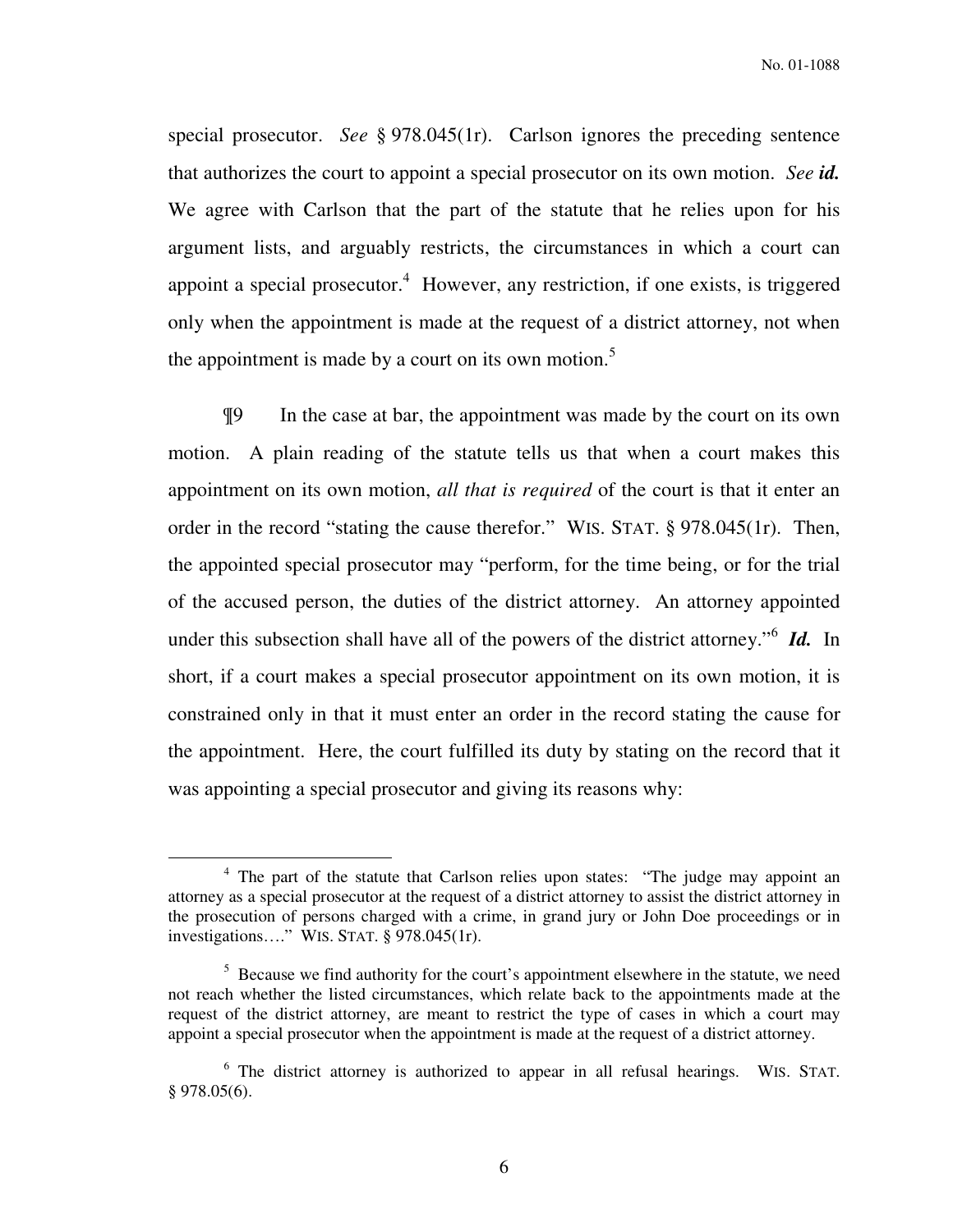special prosecutor. *See* § 978.045(1r). Carlson ignores the preceding sentence that authorizes the court to appoint a special prosecutor on its own motion. *See* ***id.*** We agree with Carlson that the part of the statute that he relies upon for his argument lists, and arguably restricts, the circumstances in which a court can appoint a special prosecutor.[4] However, any restriction, if one exists, is triggered only when the appointment is made at the request of a district attorney, not when the appointment is made by a court on its own motion.[5]

¶9 In the case at bar, the appointment was made by the court on its own motion. A plain reading of the statute tells us that when a court makes this appointment on its own motion, *all that is required* of the court is that it enter an order in the record "stating the cause therefor." WIS. STAT. § 978.045(1r). Then, the appointed special prosecutor may "perform, for the time being, or for the trial of the accused person, the duties of the district attorney. An attorney appointed under this subsection shall have all of the powers of the district attorney."[6] ***Id.*** In short, if a court makes a special prosecutor appointment on its own motion, it is constrained only in that it must enter an order in the record stating the cause for the appointment. Here, the court fulfilled its duty by stating on the record that it was appointing a special prosecutor and giving its reasons why:

---

[4] The part of the statute that Carlson relies upon states: "The judge may appoint an attorney as a special prosecutor at the request of a district attorney to assist the district attorney in the prosecution of persons charged with a crime, in grand jury or John Doe proceedings or in investigations…." WIS. STAT. § 978.045(1r).

[5] Because we find authority for the court's appointment elsewhere in the statute, we need not reach whether the listed circumstances, which relate back to the appointments made at the request of the district attorney, are meant to restrict the type of cases in which a court may appoint a special prosecutor when the appointment is made at the request of a district attorney.

[6] The district attorney is authorized to appear in all refusal hearings. WIS. STAT. § 978.05(6).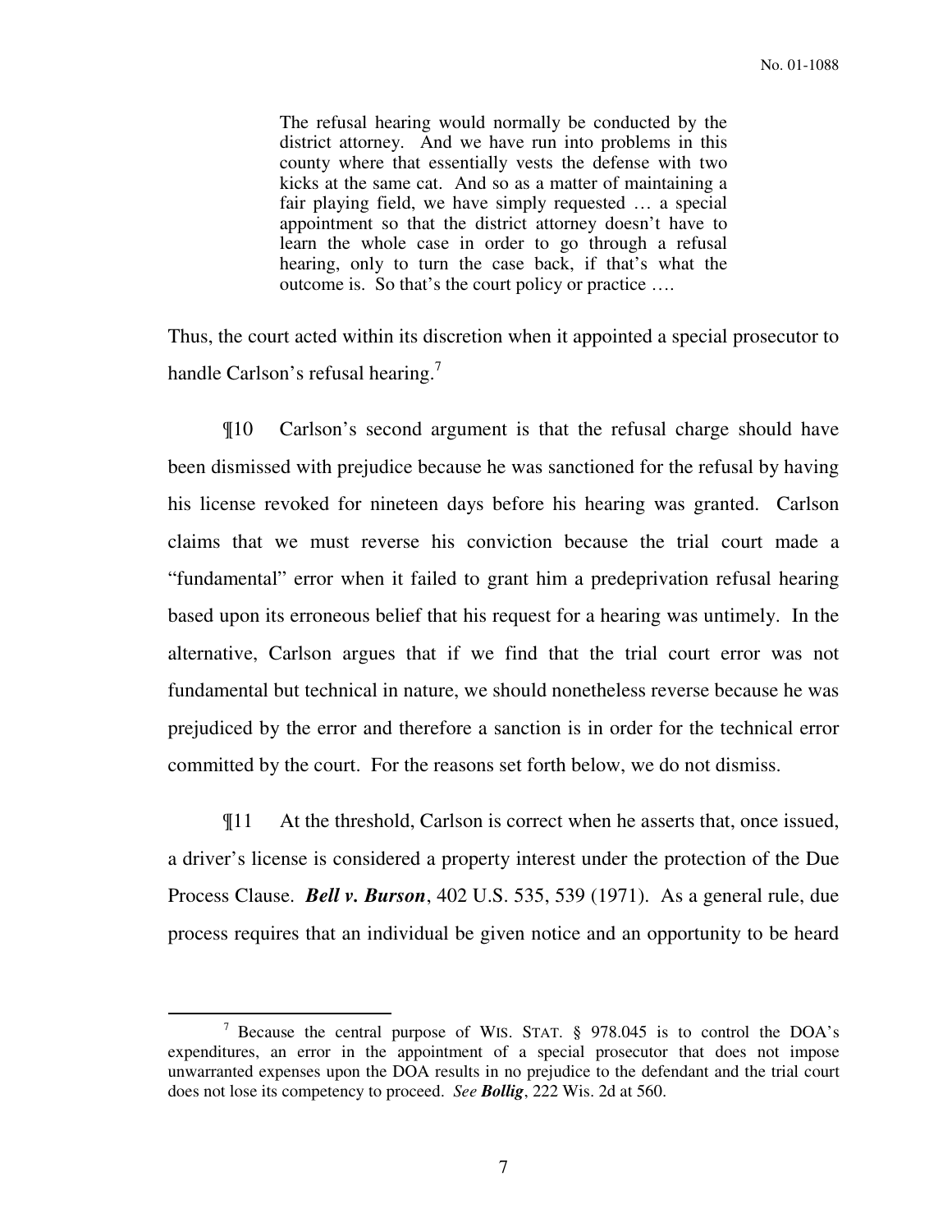> The refusal hearing would normally be conducted by the district attorney. And we have run into problems in this county where that essentially vests the defense with two kicks at the same cat. And so as a matter of maintaining a fair playing field, we have simply requested … a special appointment so that the district attorney doesn't have to learn the whole case in order to go through a refusal hearing, only to turn the case back, if that's what the outcome is. So that's the court policy or practice ….

Thus, the court acted within its discretion when it appointed a special prosecutor to handle Carlson's refusal hearing.[7]

¶10 Carlson's second argument is that the refusal charge should have been dismissed with prejudice because he was sanctioned for the refusal by having his license revoked for nineteen days before his hearing was granted. Carlson claims that we must reverse his conviction because the trial court made a "fundamental" error when it failed to grant him a predeprivation refusal hearing based upon its erroneous belief that his request for a hearing was untimely. In the alternative, Carlson argues that if we find that the trial court error was not fundamental but technical in nature, we should nonetheless reverse because he was prejudiced by the error and therefore a sanction is in order for the technical error committed by the court. For the reasons set forth below, we do not dismiss.

¶11 At the threshold, Carlson is correct when he asserts that, once issued, a driver's license is considered a property interest under the protection of the Due Process Clause. ***Bell v. Burson***, 402 U.S. 535, 539 (1971). As a general rule, due process requires that an individual be given notice and an opportunity to be heard

---

[7] Because the central purpose of WIS. STAT. § 978.045 is to control the DOA's expenditures, an error in the appointment of a special prosecutor that does not impose unwarranted expenses upon the DOA results in no prejudice to the defendant and the trial court does not lose its competency to proceed. *See* ***Bollig***, 222 Wis. 2d at 560.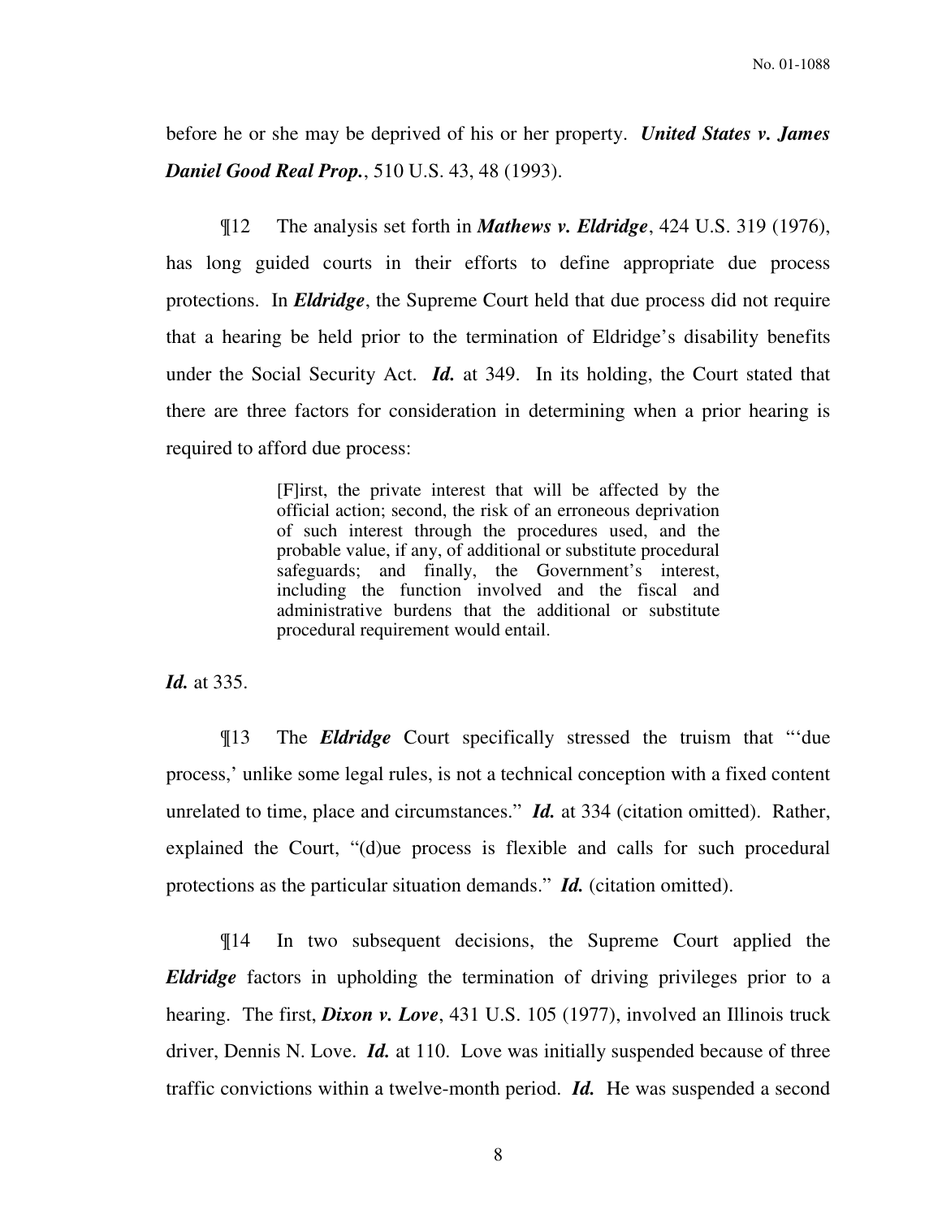before he or she may be deprived of his or her property. ***United States v. James Daniel Good Real Prop.***, 510 U.S. 43, 48 (1993).

¶12 The analysis set forth in ***Mathews v. Eldridge***, 424 U.S. 319 (1976), has long guided courts in their efforts to define appropriate due process protections. In ***Eldridge***, the Supreme Court held that due process did not require that a hearing be held prior to the termination of Eldridge's disability benefits under the Social Security Act. ***Id.*** at 349. In its holding, the Court stated that there are three factors for consideration in determining when a prior hearing is required to afford due process:

> [F]irst, the private interest that will be affected by the official action; second, the risk of an erroneous deprivation of such interest through the procedures used, and the probable value, if any, of additional or substitute procedural safeguards; and finally, the Government's interest, including the function involved and the fiscal and administrative burdens that the additional or substitute procedural requirement would entail.

***Id.*** at 335.

¶13 The ***Eldridge*** Court specifically stressed the truism that "'due process,' unlike some legal rules, is not a technical conception with a fixed content unrelated to time, place and circumstances." ***Id.*** at 334 (citation omitted). Rather, explained the Court, "(d)ue process is flexible and calls for such procedural protections as the particular situation demands." ***Id.*** (citation omitted).

¶14 In two subsequent decisions, the Supreme Court applied the ***Eldridge*** factors in upholding the termination of driving privileges prior to a hearing. The first, ***Dixon v. Love***, 431 U.S. 105 (1977), involved an Illinois truck driver, Dennis N. Love. ***Id.*** at 110. Love was initially suspended because of three traffic convictions within a twelve-month period. ***Id.*** He was suspended a second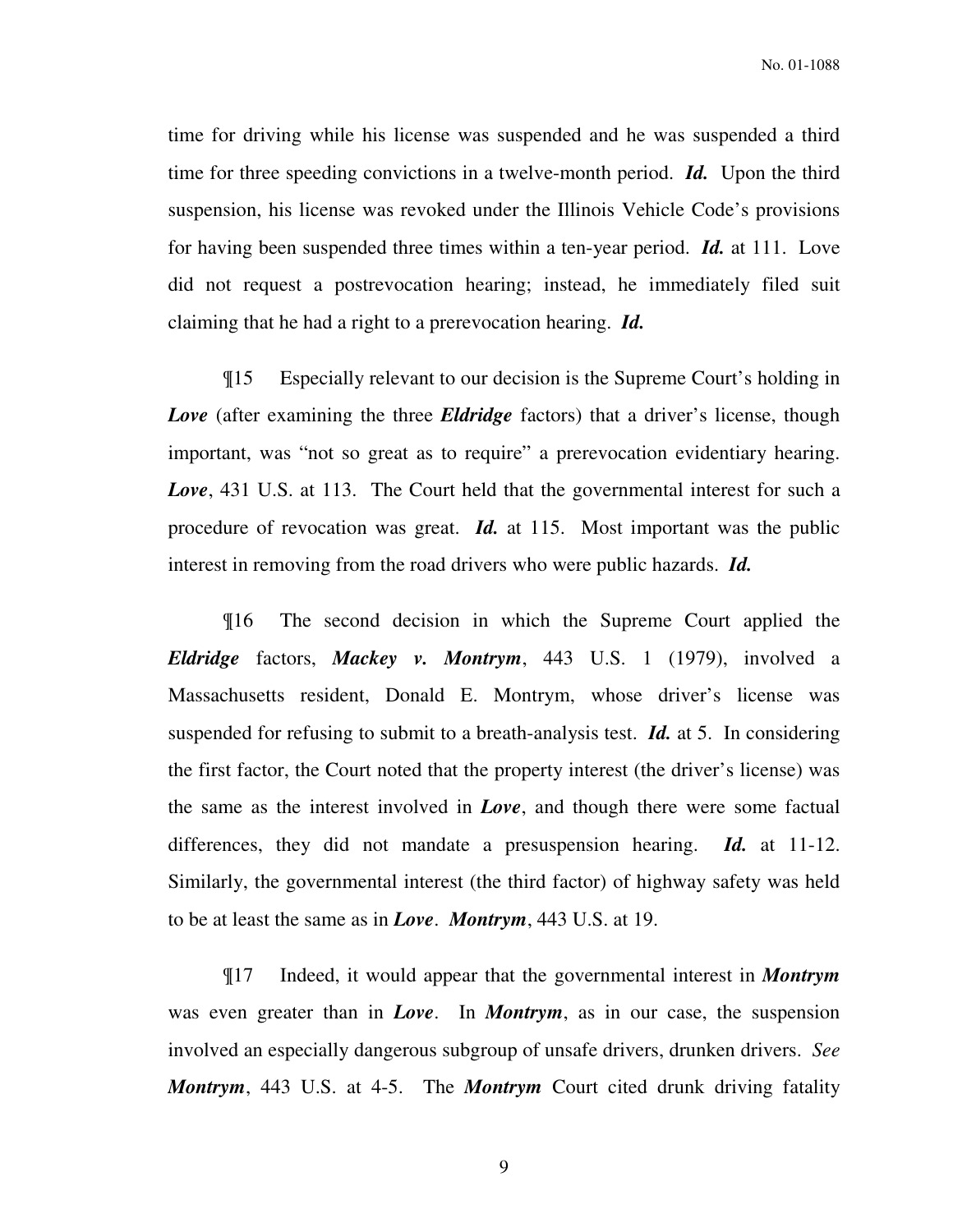time for driving while his license was suspended and he was suspended a third time for three speeding convictions in a twelve-month period. ***Id.*** Upon the third suspension, his license was revoked under the Illinois Vehicle Code's provisions for having been suspended three times within a ten-year period. ***Id.*** at 111. Love did not request a postrevocation hearing; instead, he immediately filed suit claiming that he had a right to a prerevocation hearing. ***Id.***

¶15 Especially relevant to our decision is the Supreme Court's holding in ***Love*** (after examining the three ***Eldridge*** factors) that a driver's license, though important, was "not so great as to require" a prerevocation evidentiary hearing. ***Love***, 431 U.S. at 113. The Court held that the governmental interest for such a procedure of revocation was great. ***Id.*** at 115. Most important was the public interest in removing from the road drivers who were public hazards. ***Id.***

¶16 The second decision in which the Supreme Court applied the ***Eldridge*** factors, ***Mackey v. Montrym***, 443 U.S. 1 (1979), involved a Massachusetts resident, Donald E. Montrym, whose driver's license was suspended for refusing to submit to a breath-analysis test. ***Id.*** at 5. In considering the first factor, the Court noted that the property interest (the driver's license) was the same as the interest involved in ***Love***, and though there were some factual differences, they did not mandate a presuspension hearing. ***Id.*** at 11-12. Similarly, the governmental interest (the third factor) of highway safety was held to be at least the same as in ***Love***. ***Montrym***, 443 U.S. at 19.

¶17 Indeed, it would appear that the governmental interest in ***Montrym*** was even greater than in ***Love***. In ***Montrym***, as in our case, the suspension involved an especially dangerous subgroup of unsafe drivers, drunken drivers. *See* ***Montrym***, 443 U.S. at 4-5. The ***Montrym*** Court cited drunk driving fatality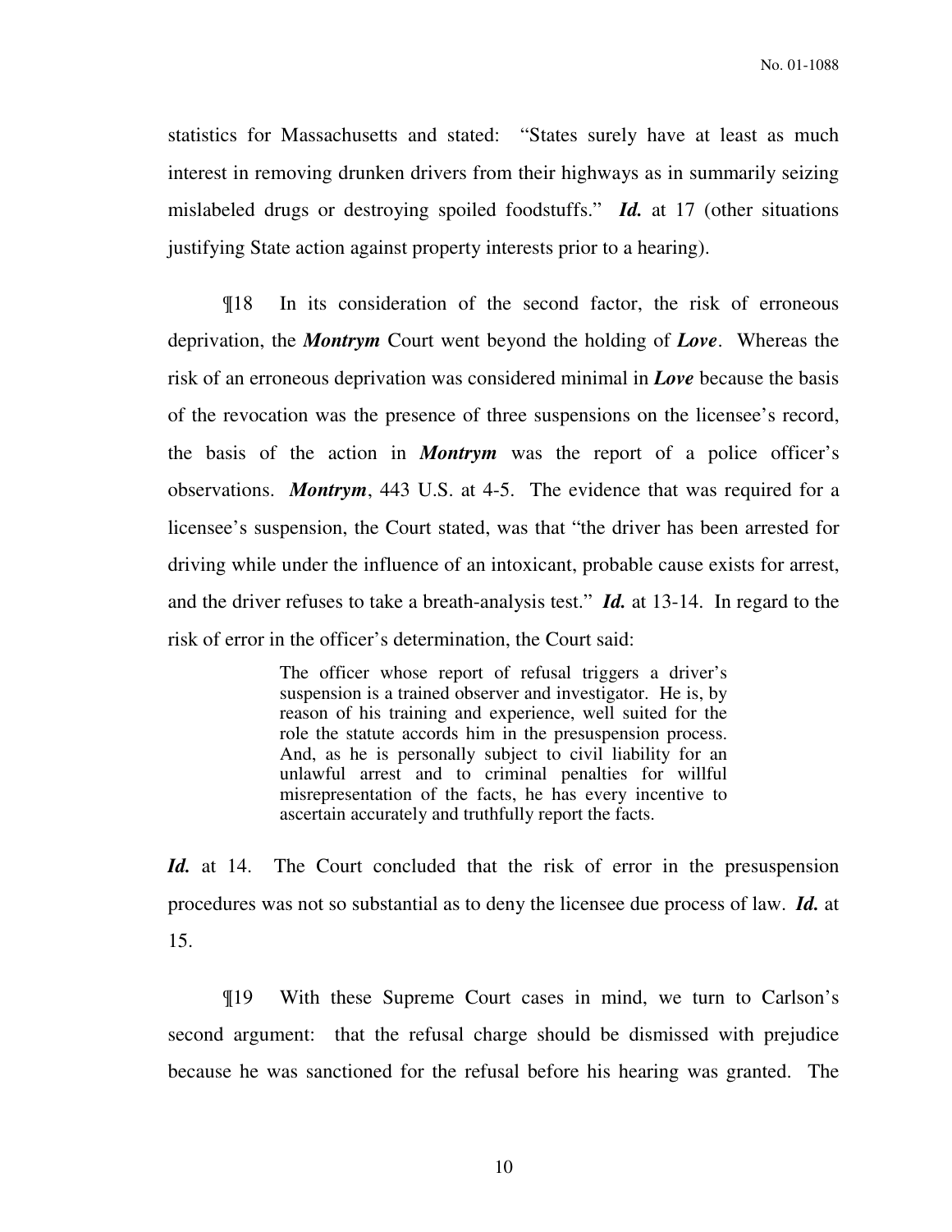statistics for Massachusetts and stated: "States surely have at least as much interest in removing drunken drivers from their highways as in summarily seizing mislabeled drugs or destroying spoiled foodstuffs." ***Id.*** at 17 (other situations justifying State action against property interests prior to a hearing).

¶18 In its consideration of the second factor, the risk of erroneous deprivation, the ***Montrym*** Court went beyond the holding of ***Love***. Whereas the risk of an erroneous deprivation was considered minimal in ***Love*** because the basis of the revocation was the presence of three suspensions on the licensee's record, the basis of the action in ***Montrym*** was the report of a police officer's observations. ***Montrym***, 443 U.S. at 4-5. The evidence that was required for a licensee's suspension, the Court stated, was that "the driver has been arrested for driving while under the influence of an intoxicant, probable cause exists for arrest, and the driver refuses to take a breath-analysis test." ***Id.*** at 13-14. In regard to the risk of error in the officer's determination, the Court said:

> The officer whose report of refusal triggers a driver's suspension is a trained observer and investigator. He is, by reason of his training and experience, well suited for the role the statute accords him in the presuspension process. And, as he is personally subject to civil liability for an unlawful arrest and to criminal penalties for willful misrepresentation of the facts, he has every incentive to ascertain accurately and truthfully report the facts.

***Id.*** at 14. The Court concluded that the risk of error in the presuspension procedures was not so substantial as to deny the licensee due process of law. ***Id.*** at 15.

¶19 With these Supreme Court cases in mind, we turn to Carlson's second argument: that the refusal charge should be dismissed with prejudice because he was sanctioned for the refusal before his hearing was granted. The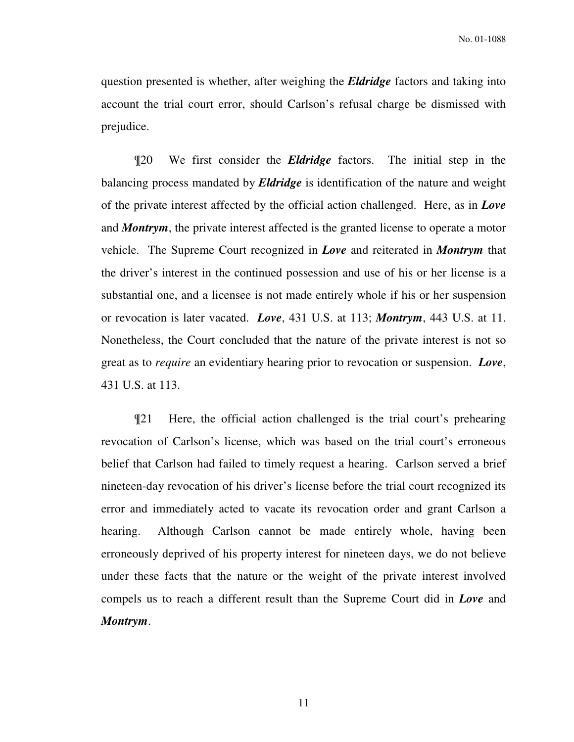question presented is whether, after weighing the ***Eldridge*** factors and taking into account the trial court error, should Carlson's refusal charge be dismissed with prejudice.

¶20 We first consider the ***Eldridge*** factors. The initial step in the balancing process mandated by ***Eldridge*** is identification of the nature and weight of the private interest affected by the official action challenged. Here, as in ***Love*** and ***Montrym***, the private interest affected is the granted license to operate a motor vehicle. The Supreme Court recognized in ***Love*** and reiterated in ***Montrym*** that the driver's interest in the continued possession and use of his or her license is a substantial one, and a licensee is not made entirely whole if his or her suspension or revocation is later vacated. ***Love***, 431 U.S. at 113; ***Montrym***, 443 U.S. at 11. Nonetheless, the Court concluded that the nature of the private interest is not so great as to *require* an evidentiary hearing prior to revocation or suspension. ***Love***, 431 U.S. at 113.

¶21 Here, the official action challenged is the trial court's prehearing revocation of Carlson's license, which was based on the trial court's erroneous belief that Carlson had failed to timely request a hearing. Carlson served a brief nineteen-day revocation of his driver's license before the trial court recognized its error and immediately acted to vacate its revocation order and grant Carlson a hearing. Although Carlson cannot be made entirely whole, having been erroneously deprived of his property interest for nineteen days, we do not believe under these facts that the nature or the weight of the private interest involved compels us to reach a different result than the Supreme Court did in ***Love*** and ***Montrym***.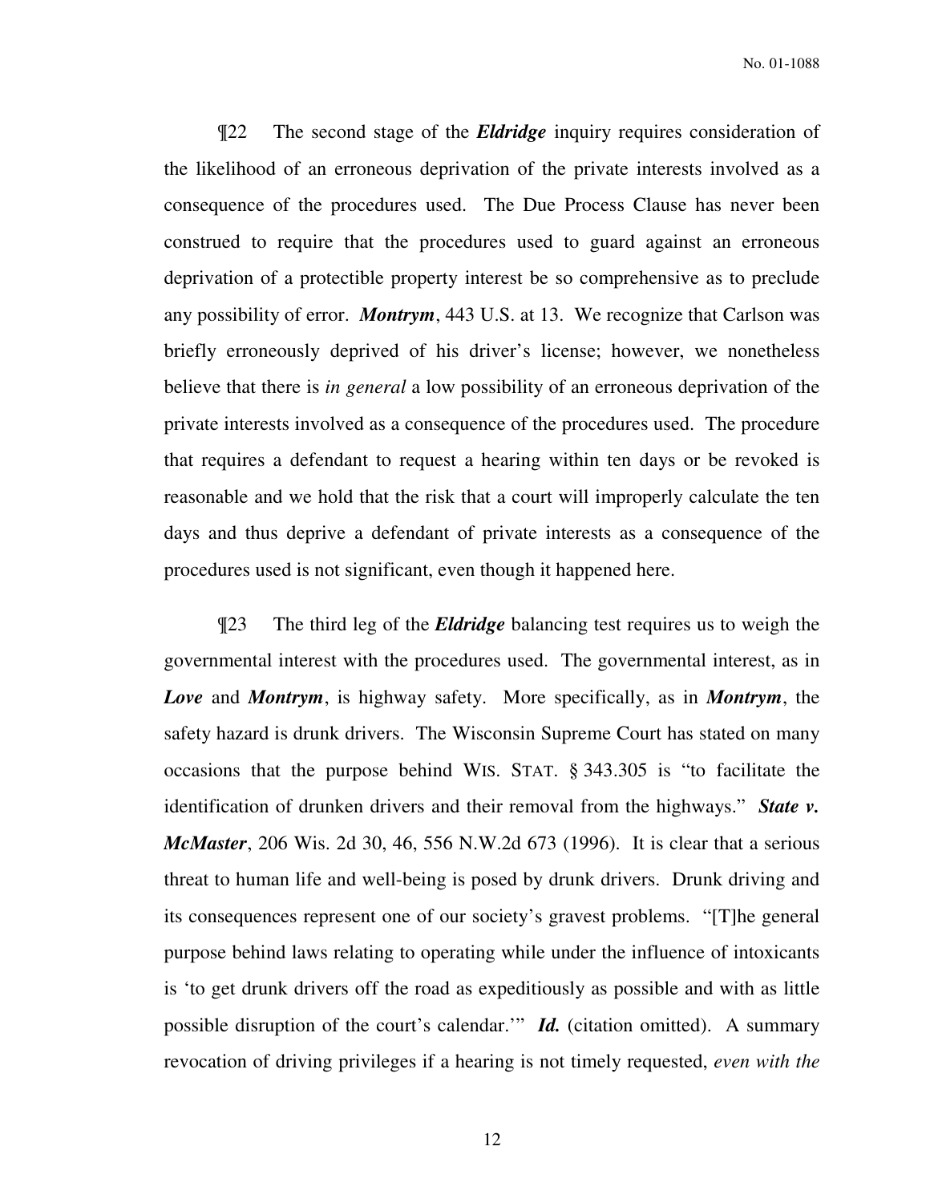¶22 The second stage of the ***Eldridge*** inquiry requires consideration of the likelihood of an erroneous deprivation of the private interests involved as a consequence of the procedures used. The Due Process Clause has never been construed to require that the procedures used to guard against an erroneous deprivation of a protectible property interest be so comprehensive as to preclude any possibility of error. ***Montrym***, 443 U.S. at 13. We recognize that Carlson was briefly erroneously deprived of his driver's license; however, we nonetheless believe that there is *in general* a low possibility of an erroneous deprivation of the private interests involved as a consequence of the procedures used. The procedure that requires a defendant to request a hearing within ten days or be revoked is reasonable and we hold that the risk that a court will improperly calculate the ten days and thus deprive a defendant of private interests as a consequence of the procedures used is not significant, even though it happened here.

¶23 The third leg of the ***Eldridge*** balancing test requires us to weigh the governmental interest with the procedures used. The governmental interest, as in ***Love*** and ***Montrym***, is highway safety. More specifically, as in ***Montrym***, the safety hazard is drunk drivers. The Wisconsin Supreme Court has stated on many occasions that the purpose behind WIS. STAT. § 343.305 is "to facilitate the identification of drunken drivers and their removal from the highways." ***State v. McMaster***, 206 Wis. 2d 30, 46, 556 N.W.2d 673 (1996). It is clear that a serious threat to human life and well-being is posed by drunk drivers. Drunk driving and its consequences represent one of our society's gravest problems. "[T]he general purpose behind laws relating to operating while under the influence of intoxicants is 'to get drunk drivers off the road as expeditiously as possible and with as little possible disruption of the court's calendar.'" ***Id.*** (citation omitted). A summary revocation of driving privileges if a hearing is not timely requested, *even with the*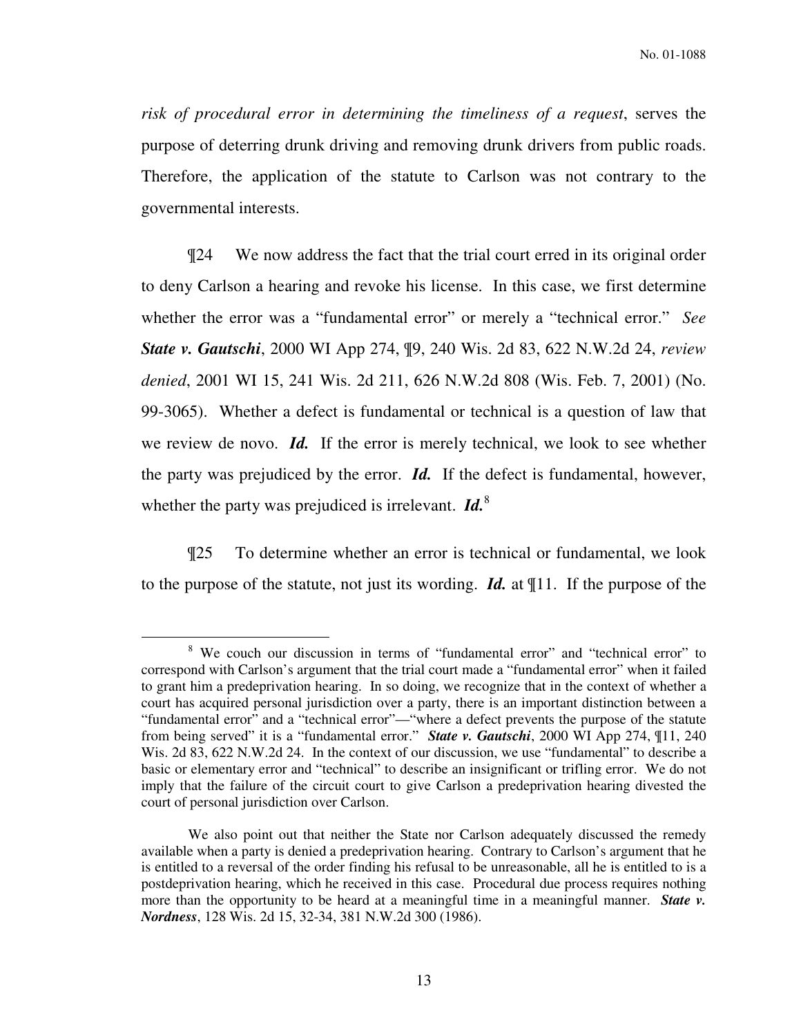*risk of procedural error in determining the timeliness of a request*, serves the purpose of deterring drunk driving and removing drunk drivers from public roads. Therefore, the application of the statute to Carlson was not contrary to the governmental interests.

¶24 We now address the fact that the trial court erred in its original order to deny Carlson a hearing and revoke his license. In this case, we first determine whether the error was a "fundamental error" or merely a "technical error." *See* ***State v. Gautschi***, 2000 WI App 274, ¶9, 240 Wis. 2d 83, 622 N.W.2d 24, *review denied*, 2001 WI 15, 241 Wis. 2d 211, 626 N.W.2d 808 (Wis. Feb. 7, 2001) (No. 99-3065). Whether a defect is fundamental or technical is a question of law that we review de novo. ***Id.*** If the error is merely technical, we look to see whether the party was prejudiced by the error. ***Id.*** If the defect is fundamental, however, whether the party was prejudiced is irrelevant. ***Id.***[8]

¶25 To determine whether an error is technical or fundamental, we look to the purpose of the statute, not just its wording. ***Id.*** at ¶11. If the purpose of the

---

[8] We couch our discussion in terms of "fundamental error" and "technical error" to correspond with Carlson's argument that the trial court made a "fundamental error" when it failed to grant him a predeprivation hearing. In so doing, we recognize that in the context of whether a court has acquired personal jurisdiction over a party, there is an important distinction between a "fundamental error" and a "technical error"—"where a defect prevents the purpose of the statute from being served" it is a "fundamental error." ***State v. Gautschi***, 2000 WI App 274, ¶11, 240 Wis. 2d 83, 622 N.W.2d 24. In the context of our discussion, we use "fundamental" to describe a basic or elementary error and "technical" to describe an insignificant or trifling error. We do not imply that the failure of the circuit court to give Carlson a predeprivation hearing divested the court of personal jurisdiction over Carlson.

We also point out that neither the State nor Carlson adequately discussed the remedy available when a party is denied a predeprivation hearing. Contrary to Carlson's argument that he is entitled to a reversal of the order finding his refusal to be unreasonable, all he is entitled to is a postdeprivation hearing, which he received in this case. Procedural due process requires nothing more than the opportunity to be heard at a meaningful time in a meaningful manner. ***State v. Nordness***, 128 Wis. 2d 15, 32-34, 381 N.W.2d 300 (1986).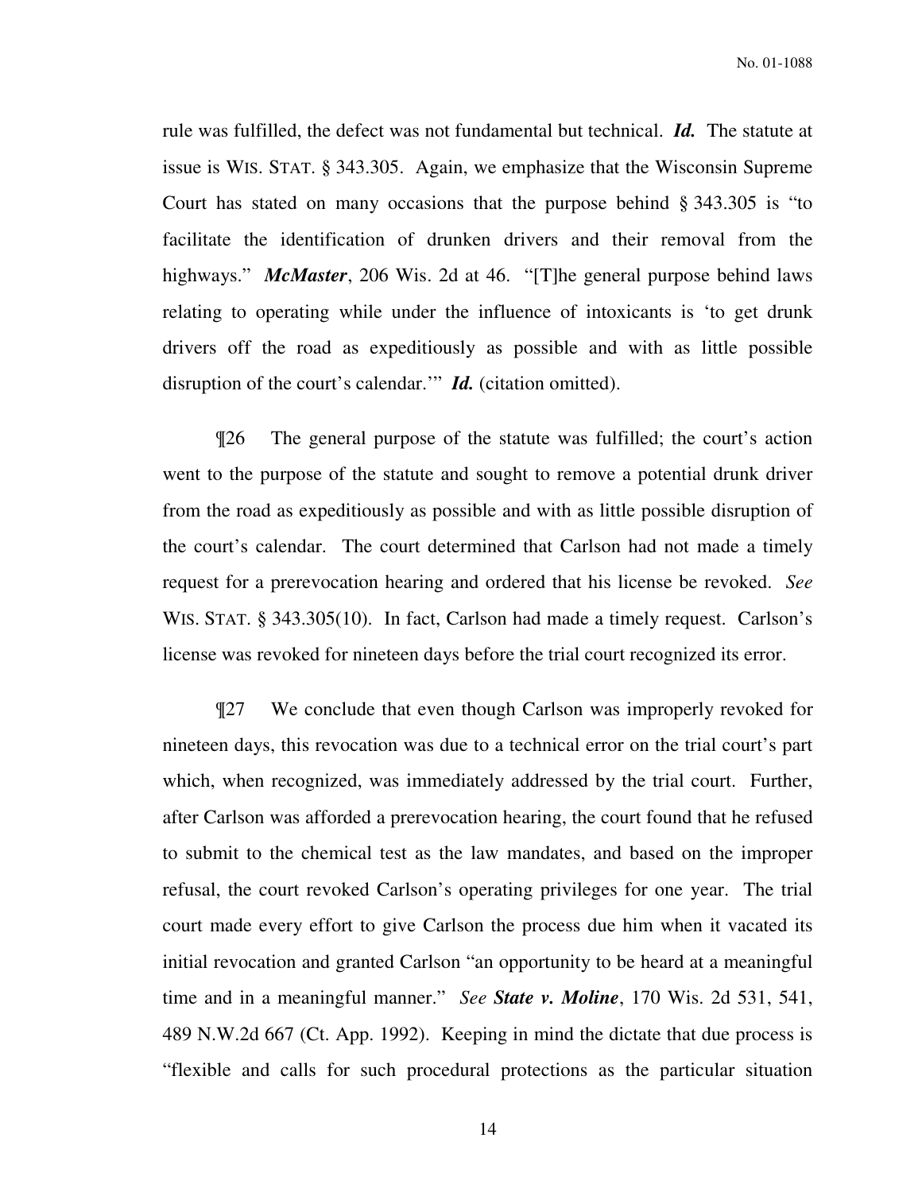rule was fulfilled, the defect was not fundamental but technical. ***Id.*** The statute at issue is WIS. STAT. § 343.305. Again, we emphasize that the Wisconsin Supreme Court has stated on many occasions that the purpose behind § 343.305 is "to facilitate the identification of drunken drivers and their removal from the highways." ***McMaster***, 206 Wis. 2d at 46. "[T]he general purpose behind laws relating to operating while under the influence of intoxicants is 'to get drunk drivers off the road as expeditiously as possible and with as little possible disruption of the court's calendar.'" ***Id.*** (citation omitted).

¶26 The general purpose of the statute was fulfilled; the court's action went to the purpose of the statute and sought to remove a potential drunk driver from the road as expeditiously as possible and with as little possible disruption of the court's calendar. The court determined that Carlson had not made a timely request for a prerevocation hearing and ordered that his license be revoked. *See* WIS. STAT. § 343.305(10). In fact, Carlson had made a timely request. Carlson's license was revoked for nineteen days before the trial court recognized its error.

¶27 We conclude that even though Carlson was improperly revoked for nineteen days, this revocation was due to a technical error on the trial court's part which, when recognized, was immediately addressed by the trial court. Further, after Carlson was afforded a prerevocation hearing, the court found that he refused to submit to the chemical test as the law mandates, and based on the improper refusal, the court revoked Carlson's operating privileges for one year. The trial court made every effort to give Carlson the process due him when it vacated its initial revocation and granted Carlson "an opportunity to be heard at a meaningful time and in a meaningful manner." *See* ***State v. Moline***, 170 Wis. 2d 531, 541, 489 N.W.2d 667 (Ct. App. 1992). Keeping in mind the dictate that due process is "flexible and calls for such procedural protections as the particular situation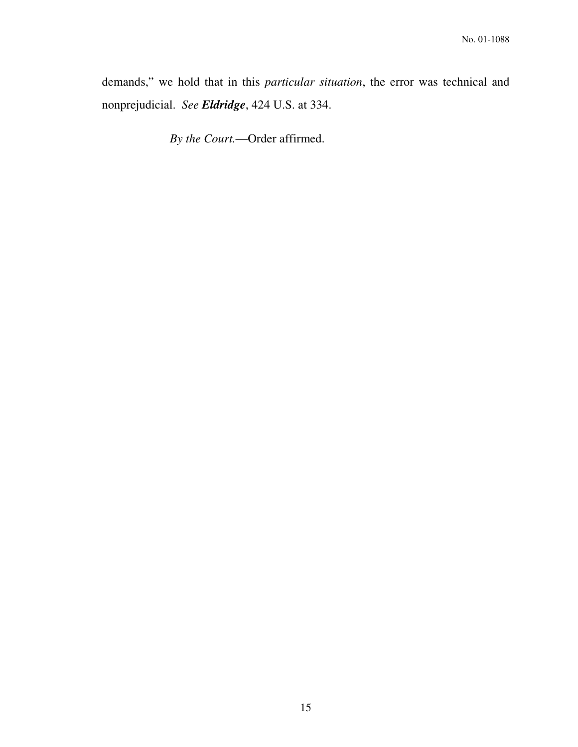demands," we hold that in this *particular situation*, the error was technical and nonprejudicial. *See **Eldridge***, 424 U.S. at 334.

*By the Court.*—Order affirmed.